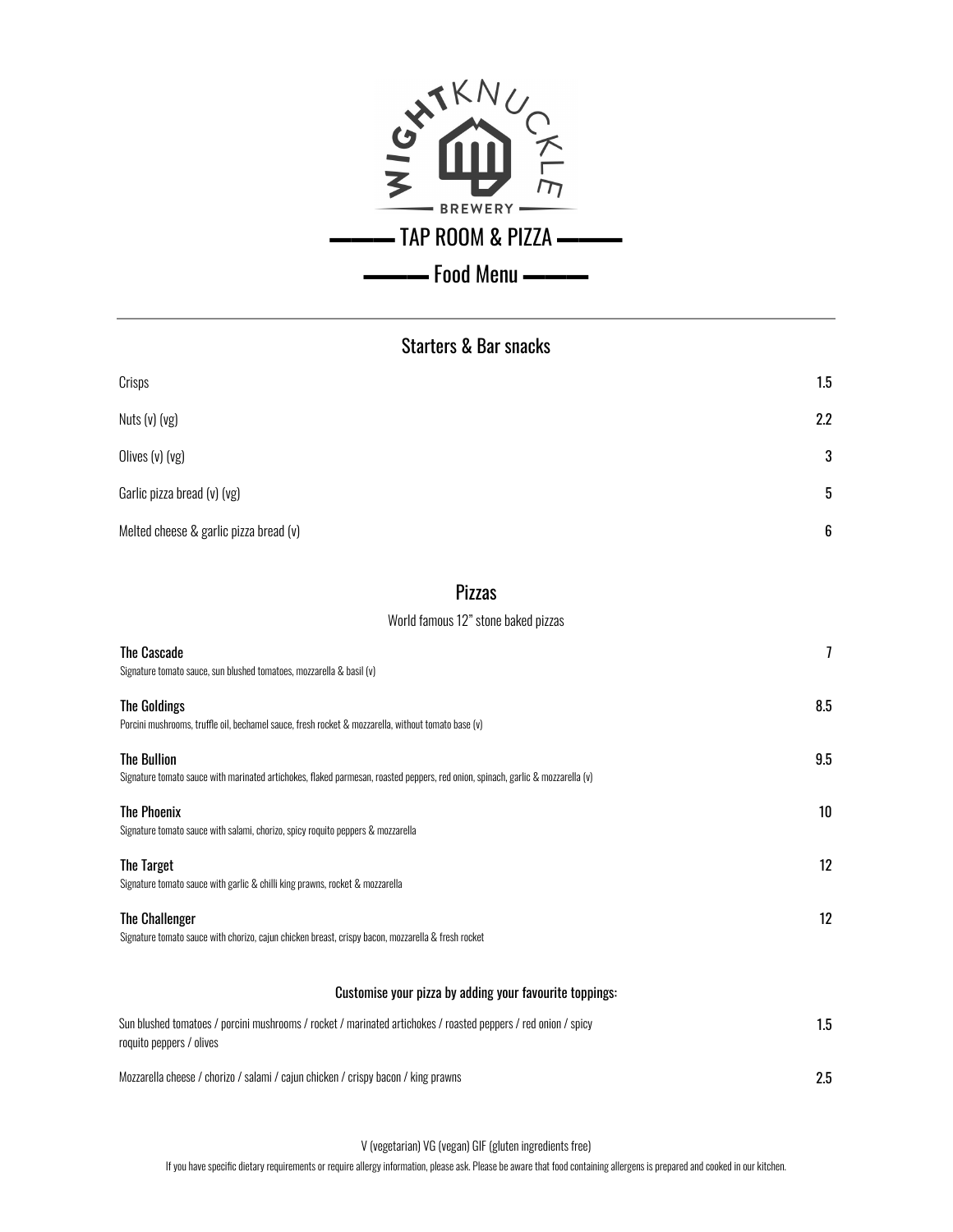WIGHTKNUCKLE BREWERY

# TAP ROOM & PIZZA

## Food Menu

---

## Starters & Bar snacks

| Item | Price |
| --- | --- |
| Crisps | 1.5 |
| Nuts (v) (vg) | 2.2 |
| Olives (v) (vg) | 3 |
| Garlic pizza bread (v) (vg) | 5 |
| Melted cheese & garlic pizza bread (v) | 6 |

## Pizzas

World famous 12" stone baked pizzas

**The Cascade** — 7
Signature tomato sauce, sun blushed tomatoes, mozzarella & basil (v)

**The Goldings** — 8.5
Porcini mushrooms, truffle oil, bechamel sauce, fresh rocket & mozzarella, without tomato base (v)

**The Bullion** — 9.5
Signature tomato sauce with marinated artichokes, flaked parmesan, roasted peppers, red onion, spinach, garlic & mozzarella (v)

**The Phoenix** — 10
Signature tomato sauce with salami, chorizo, spicy roquito peppers & mozzarella

**The Target** — 12
Signature tomato sauce with garlic & chilli king prawns, rocket & mozzarella

**The Challenger** — 12
Signature tomato sauce with chorizo, cajun chicken breast, crispy bacon, mozzarella & fresh rocket

### Customise your pizza by adding your favourite toppings:

| Topping | Price |
| --- | --- |
| Sun blushed tomatoes / porcini mushrooms / rocket / marinated artichokes / roasted peppers / red onion / spicy roquito peppers / olives | 1.5 |
| Mozzarella cheese / chorizo / salami / cajun chicken / crispy bacon / king prawns | 2.5 |

V (vegetarian) VG (vegan) GIF (gluten ingredients free)

If you have specific dietary requirements or require allergy information, please ask. Please be aware that food containing allergens is prepared and cooked in our kitchen.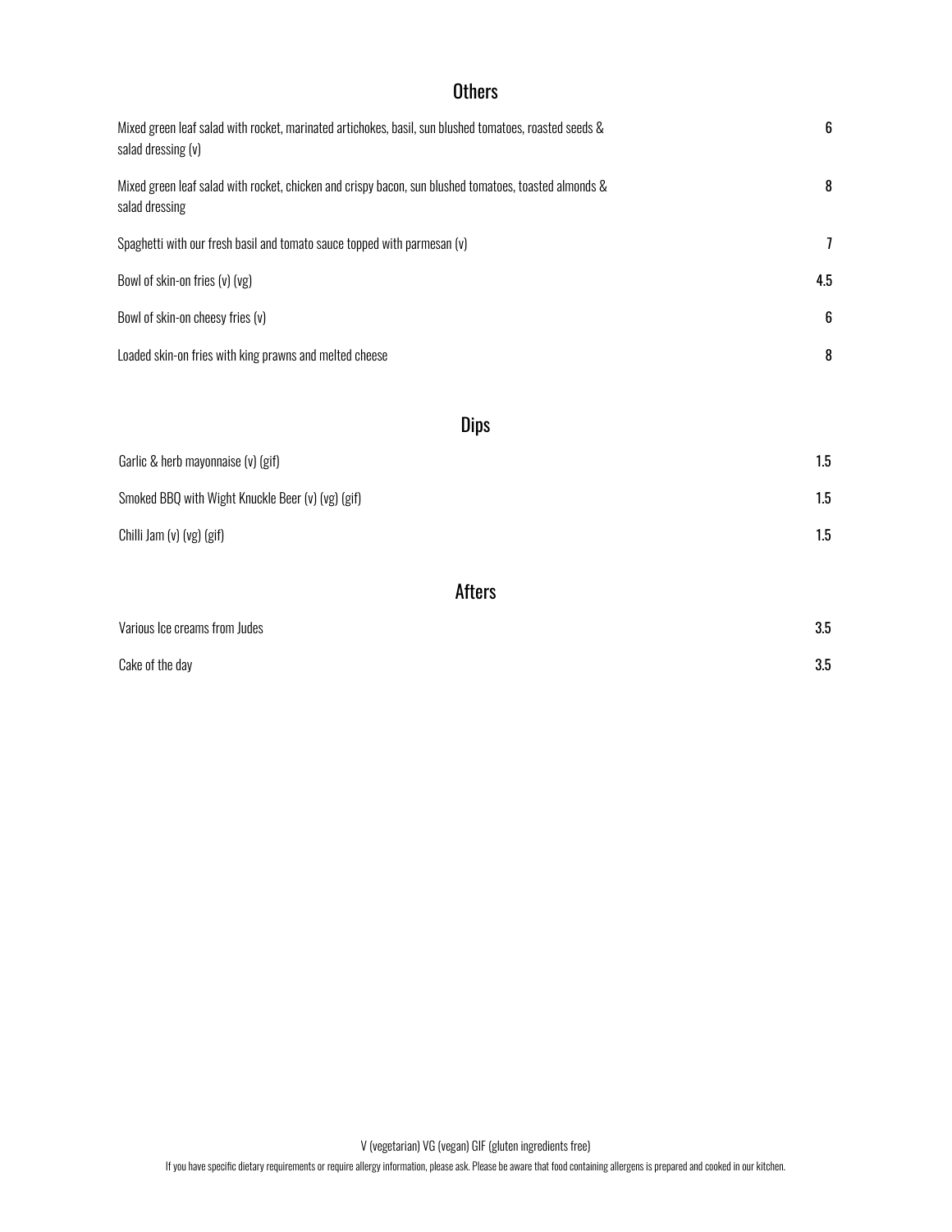## Others

| | |
|---|---|
| Mixed green leaf salad with rocket, marinated artichokes, basil, sun blushed tomatoes, roasted seeds & salad dressing (v) | 6 |
| Mixed green leaf salad with rocket, chicken and crispy bacon, sun blushed tomatoes, toasted almonds & salad dressing | 8 |
| Spaghetti with our fresh basil and tomato sauce topped with parmesan (v) | 7 |
| Bowl of skin-on fries (v) (vg) | 4.5 |
| Bowl of skin-on cheesy fries (v) | 6 |
| Loaded skin-on fries with king prawns and melted cheese | 8 |

## Dips

| | |
|---|---|
| Garlic & herb mayonnaise (v) (gif) | 1.5 |
| Smoked BBQ with Wight Knuckle Beer (v) (vg) (gif) | 1.5 |
| Chilli Jam (v) (vg) (gif) | 1.5 |

## Afters

| | |
|---|---|
| Various Ice creams from Judes | 3.5 |
| Cake of the day | 3.5 |

V (vegetarian) VG (vegan) GIF (gluten ingredients free)

If you have specific dietary requirements or require allergy information, please ask. Please be aware that food containing allergens is prepared and cooked in our kitchen.